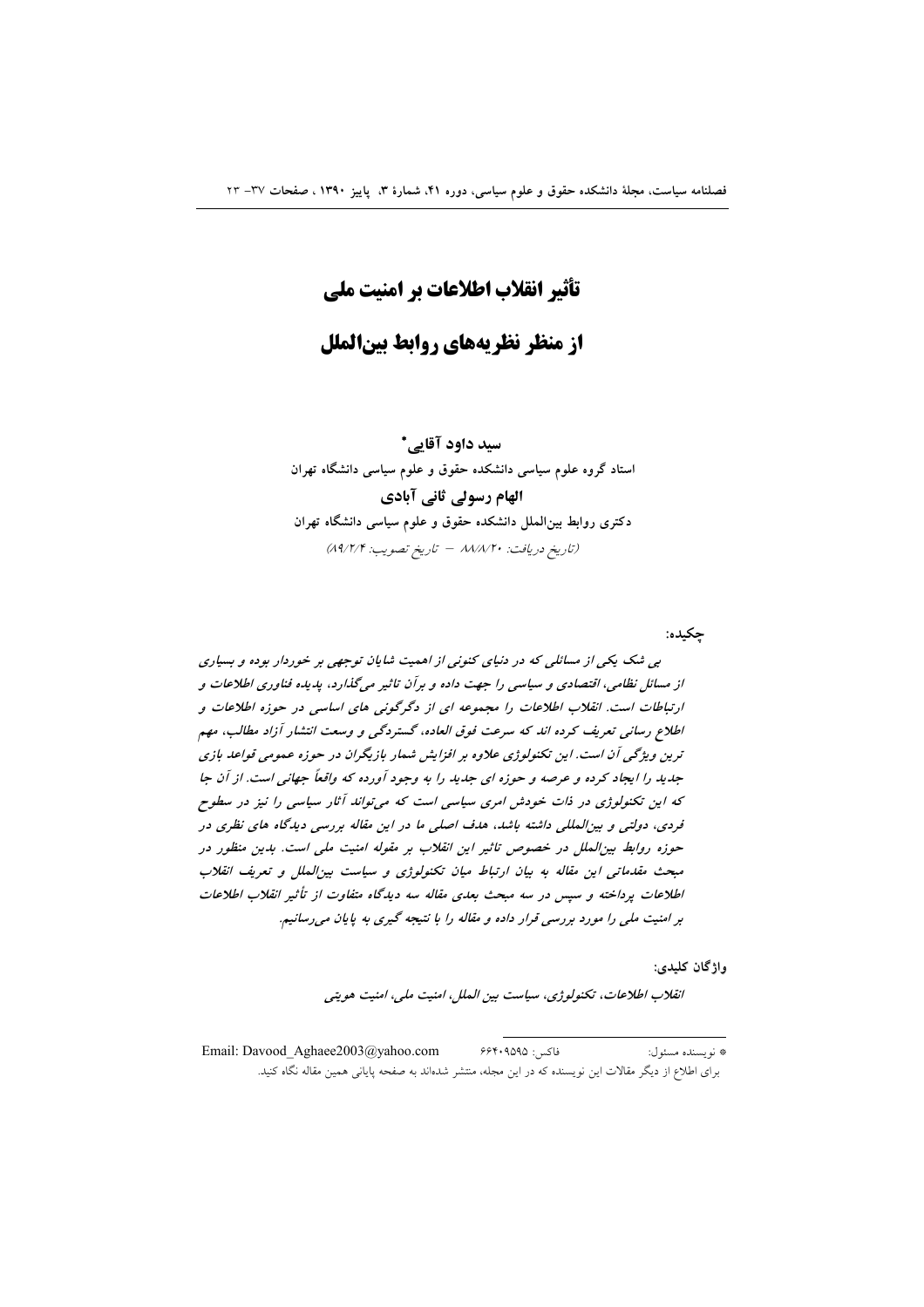# تأثیر انقلاب اطلاعات بر امنیت ملی

# از منظر نظریه‌های روابط بین‌الملل

**سید داود آقایی***

**استاد گروه علوم سیاسی دانشکده حقوق و علوم سیاسی دانشگاه تهران**

**الهام رسولی ثانی آبادی**

**دکتری روابط بین‌الملل دانشکده حقوق و علوم سیاسی دانشگاه تهران**

*(تاریخ دریافت: ۸۸/۸/۲۰ – تاریخ تصویب: ۸۹/۲/۴)*

**چکیده:**

*بی شک یکی از مسائلی که در دنیای کنونی از اهمیت شایان توجهی بر خوردار بوده و بسیاری از مسائل نظامی، اقتصادی و سیاسی را جهت داده و برآن تاثیر می‌گذارد، پدیده فناوری اطلاعات و ارتباطات است. انقلاب اطلاعات را مجموعه ای از دگرگونی های اساسی در حوزه اطلاعات و اطلاع رسانی تعریف کرده اند که سرعت فوق العاده، گستردگی و وسعت انتشار آزاد مطالب، مهم ترین ویژگی آن است. این تکنولوژی علاوه بر افزایش شمار بازیگران در حوزه عمومی قواعد بازی جدید را ایجاد کرده و عرصه و حوزه ای جدید را به وجود آورده که واقعاً جهانی است. از آن جا که این تکنولوژی در ذات خودش امری سیاسی است که می‌تواند آثار سیاسی را نیز در سطوح فردی، دولتی و بین‌المللی داشته باشد، هدف اصلی ما در این مقاله بررسی دیدگاه های نظری در حوزه روابط بین‌الملل در خصوص تاثیر این انقلاب بر مقوله امنیت ملی است. بدین منظور در مبحث مقدماتی این مقاله به بیان ارتباط میان تکنولوژی و سیاست بین‌الملل و تعریف انقلاب اطلاعات پرداخته و سپس در سه مبحث بعدی مقاله سه دیدگاه متفاوت از تأثیر انقلاب اطلاعات بر امنیت ملی را مورد بررسی قرار داده و مقاله را با نتیجه گیری به پایان می‌رسانیم.*

**واژگان کلیدی:**

*انقلاب اطلاعات، تکنولوژی، سیاست بین الملل، امنیت ملی، امنیت هویتی*

---

* نویسنده مسئول: فاکس: ۶۶۴۰۹۵۹۵ Email: Davood_Aghaee2003@yahoo.com

برای اطلاع از دیگر مقالات این نویسنده که در این مجله، منتشر شده‌اند به صفحه پایانی همین مقاله نگاه کنید.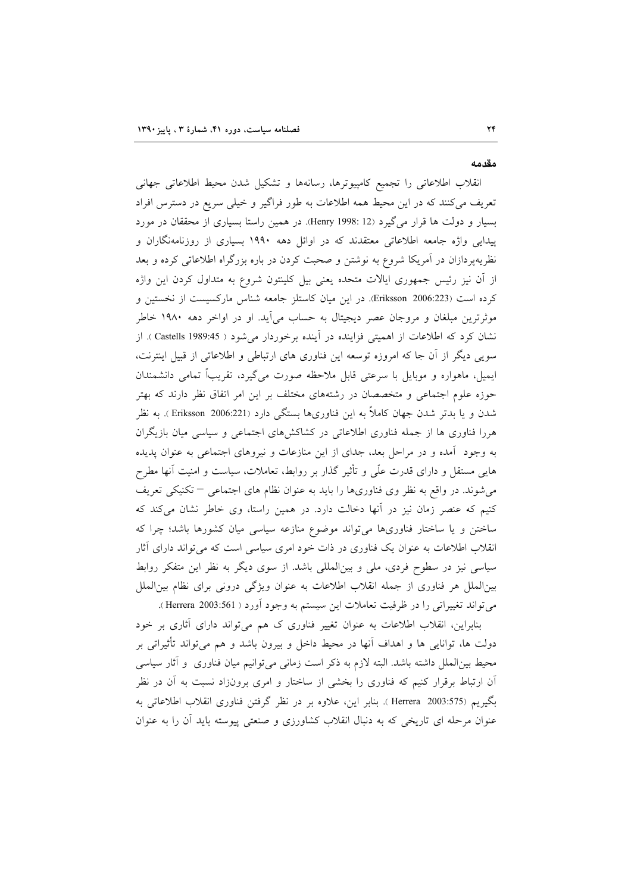## مقدمه

انقلاب اطلاعاتی را تجمیع کامپیوترها، رسانه‌ها و تشکیل شدن محیط اطلاعاتی جهانی تعریف می‌کنند که در این محیط همه اطلاعات به طور فراگیر و خیلی سریع در دسترس افراد بسیار و دولت ها قرار می‌گیرد (Henry 1998: 12). در همین راستا بسیاری از محققان در مورد پیدایی واژه جامعه اطلاعاتی معتقدند که در اوائل دهه ۱۹۹۰ بسیاری از روزنامه‌نگاران و نظریه‌پردازان در آمریکا شروع به نوشتن و صحبت کردن در باره بزرگراه اطلاعاتی کرده و بعد از آن نیز رئیس جمهوری ایالات متحده یعنی بیل کلینتون شروع به متداول کردن این واژه کرده است (Eriksson 2006:223). در این میان کاستلز جامعه شناس مارکسیست از نخستین و موثرترین مبلغان و مروجان عصر دیجیتال به حساب می‌آید. او در اواخر دهه ۱۹۸۰ خاطر نشان کرد که اطلاعات از اهمیتی فزاینده در آینده برخوردار می‌شود ( Castells 1989:45 ). از سویی دیگر از آن جا که امروزه توسعه این فناوری های ارتباطی و اطلاعاتی از قبیل اینترنت، ایمیل، ماهواره و موبایل با سرعتی قابل ملاحظه صورت می‌گیرد، تقریباً تمامی دانشمندان حوزه علوم اجتماعی و متخصصان در رشته‌های مختلف بر این امر اتفاق نظر دارند که بهتر شدن و یا بدتر شدن جهان کاملاً به این فناوری‌ها بستگی دارد (Eriksson 2006:221 ). به نظر هررا فناوری ها از جمله فناوری اطلاعاتی در کشاکش‌های اجتماعی و سیاسی میان بازیگران به وجود آمده و در مراحل بعد، جدای از این منازعات و نیروهای اجتماعی به عنوان پدیده هایی مستقل و دارای قدرت علّی و تأثیر گذار بر روابط، تعاملات، سیاست و امنیت آنها مطرح می‌شوند. در واقع به نظر وی فناوری‌ها را باید به عنوان نظام های اجتماعی – تکنیکی تعریف کنیم که عنصر زمان نیز در آنها دخالت دارد. در همین راستا، وی خاطر نشان می‌کند که ساختن و یا ساختار فناوری‌ها می‌تواند موضوع منازعه سیاسی میان کشورها باشد؛ چرا که انقلاب اطلاعات به عنوان یک فناوری در ذات خود امری سیاسی است که می‌تواند دارای آثار سیاسی نیز در سطوح فردی، ملی و بین‌المللی باشد. از سوی دیگر به نظر این متفکر روابط بین‌الملل هر فناوری از جمله انقلاب اطلاعات به عنوان ویژگی درونی برای نظام بین‌الملل می‌تواند تغییراتی را در ظرفیت تعاملات این سیستم به وجود آورد ( Herrera 2003:561 ).

بنابراین، انقلاب اطلاعاتی به عنوان تغییر فناوری ک هم می‌تواند دارای آثاری بر خود دولت ها، توانایی ها و اهداف آنها در محیط داخل و بیرون باشد و هم می‌تواند تأثیراتی بر محیط بین‌الملل داشته باشد. البته لازم به ذکر است زمانی می‌توانیم میان فناوری و آثار سیاسی آن ارتباط برقرار کنیم که فناوری را بخشی از ساختار و امری برون‌زاد نسبت به آن در نظر بگیریم (Herrera 2003:575 ). بنابر این، علاوه بر در نظر گرفتن فناوری انقلاب اطلاعاتی به عنوان مرحله ای تاریخی که به دنبال انقلاب کشاورزی و صنعتی پیوسته باید آن را به عنوان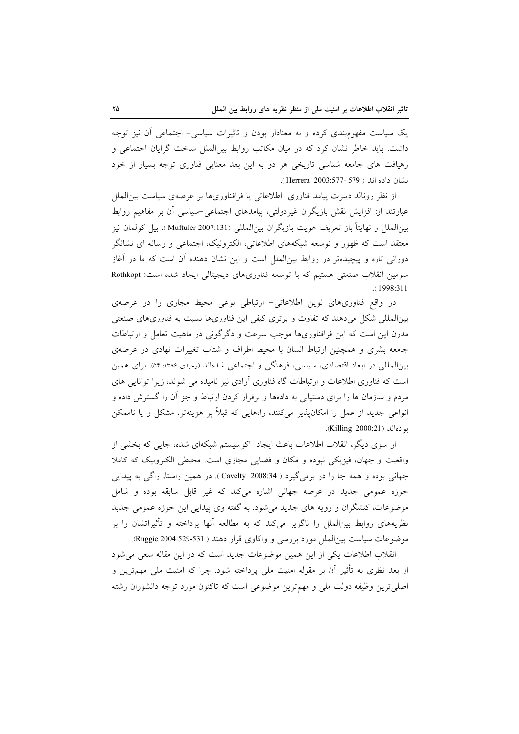یک سیاست مفهوم‌بندی کرده و به معنادار بودن و تاثیرات سیاسی- اجتماعی آن نیز توجه داشت. باید خاطر نشان کرد که در میان مکاتب روابط بین‌الملل ساخت گرایان اجتماعی و رهیافت های جامعه شناسی تاریخی هر دو به این بعد معنایی فناوری توجه بسیار از خود نشان داده اند ( Herrera 2003:577- 579 ).

از نظر رونالد دیبرت پیامد فناوری اطلاعاتی یا فرافناوری‌ها بر عرصه‌ی سیاست بین‌الملل عبارتند از: افزایش نقش بازیگران غیردولتی، پیامدهای اجتماعی-سیاسی آن بر مفاهیم روابط بین‌الملل و نهایتاً باز تعریف هویت بازیگران بین‌المللی (Muftuler 2007:131 ). بیل کولمان نیز معتقد است که ظهور و توسعه شبکه‌های اطلاعاتی، الکترونیک، اجتماعی و رسانه ای نشانگر دورانی تازه و پیچیده‌تر در روابط بین‌الملل است و این نشان دهنده آن است که ما در آغاز سومین انقلاب صنعتی هستیم که با توسعه فناوری‌های دیجیتالی ایجاد شده است( Rothkopt 1998:311 ).

در واقع فناوری‌های نوین اطلاعاتی- ارتباطی نوعی محیط مجازی را در عرصه‌ی بین‌المللی شکل می‌دهند که تفاوت و برتری کیفی این فناوری‌ها نسبت به فناوری‌های صنعتی مدرن این است که این فرافناوری‌ها موجب سرعت و دگرگونی در ماهیت تعامل و ارتباطات جامعه بشری و همچنین ارتباط انسان با محیط اطراف و شتاب تغییرات نهادی در عرصه‌ی بین‌المللی در ابعاد اقتصادی، سیاسی، فرهنگی و اجتماعی شده‌اند (وحیدی ۱۳۸۶: ۵۴). برای همین است که فناوری اطلاعات و ارتباطات گاه فناوری آزادی نیز نامیده می شوند، زیرا توانایی های مردم و سازمان ها را برای دستیابی به داده‌ها و برقرار کردن ارتباط و جز آن را گسترش داده و انواعی جدید از عمل را امکان‌پذیر می‌کنند، راه‌هایی که قبلاً پر هزینه‌تر، مشکل و یا ناممکن بوده‌اند (Killing 2000:21).

از سوی دیگر، انقلاب اطلاعات باعث ایجاد اکوسیستم شبکه‌ای شده، جایی که بخشی از واقعیت و جهان، فیزیکی نبوده و مکان و فضایی مجازی است. محیطی الکترونیک که کاملا جهانی بوده و همه جا را در برمی‌گیرد ( Cavelty 2008:34 ). در همین راستا، راگی به پیدایی حوزه عمومی جدید در عرصه جهانی اشاره می‌کند که غیر قابل سابقه بوده و شامل موضوعات، کنشگران و رویه های جدید می‌شود. به گفته وی پیدایی این حوزه عمومی جدید نظریه‌های روابط بین‌الملل را ناگزیر می‌کند که به مطالعه آنها پرداخته و تأثیراتشان را بر موضوعات سیاست بین‌الملل مورد بررسی و واکاوی قرار دهند ( Ruggie 2004:529-531).

انقلاب اطلاعات یکی از این همین موضوعات جدید است که در این مقاله سعی می‌شود از بعد نظری به تأثیر آن بر مقوله امنیت ملی پرداخته شود. چرا که امنیت ملی مهم‌ترین و اصلی‌ترین وظیفه دولت ملی و مهم‌ترین موضوعی است که تاکنون مورد توجه دانشوران رشته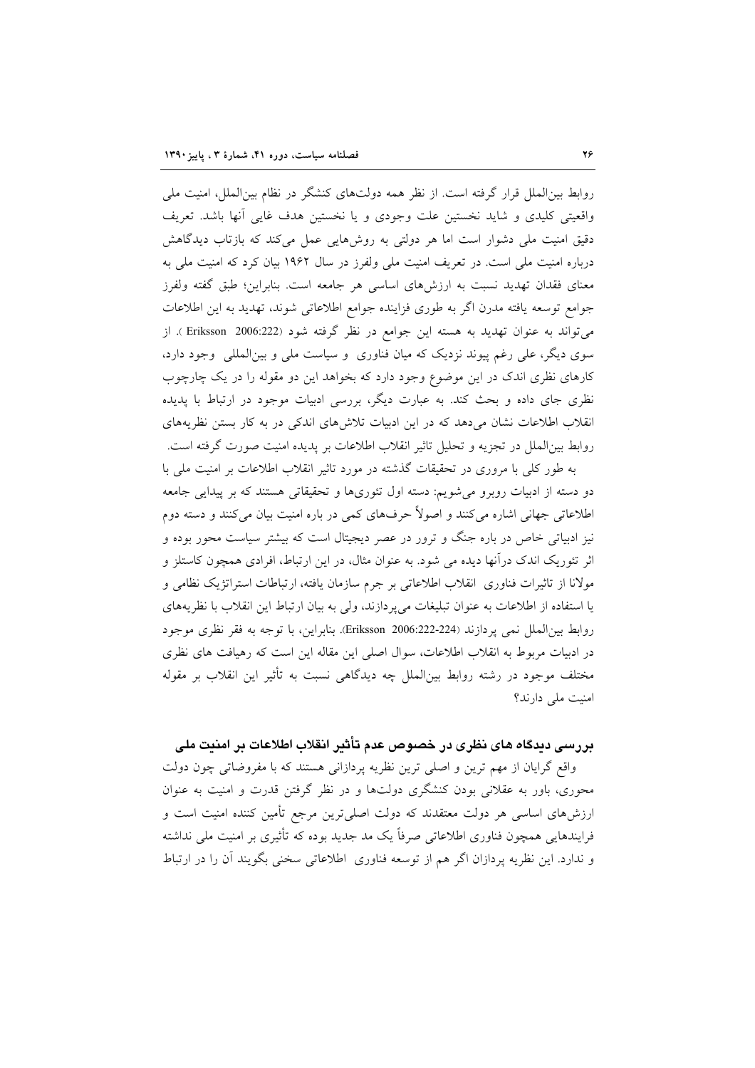روابط بین‌الملل قرار گرفته است. از نظر همه دولت‌های کنشگر در نظام بین‌الملل، امنیت ملی واقعیتی کلیدی و شاید نخستین علت وجودی و یا نخستین هدف غایی آنها باشد. تعریف دقیق امنیت ملی دشوار است اما هر دولتی به روش‌هایی عمل می‌کند که بازتاب دیدگاهش درباره امنیت ملی است. در تعریف امنیت ملی ولفرز در سال ۱۹۶۲ بیان کرد که امنیت ملی به معنای فقدان تهدید نسبت به ارزش‌های اساسی هر جامعه است. بنابراین؛ طبق گفته ولفرز جوامع توسعه یافته مدرن اگر به طوری فزاینده جوامع اطلاعاتی شوند، تهدید به این اطلاعات می‌تواند به عنوان تهدید به هسته این جوامع در نظر گرفته شود (Eriksson 2006:222 ). از سوی دیگر، علی رغم پیوند نزدیک که میان فناوری و سیاست ملی و بین‌المللی وجود دارد، کارهای نظری اندک در این موضوع وجود دارد که بخواهد این دو مقوله را در یک چارچوب نظری جای داده و بحث کند. به عبارت دیگر، بررسی ادبیات موجود در ارتباط با پدیده انقلاب اطلاعات نشان می‌دهد که در این ادبیات تلاش‌های اندکی در به کار بستن نظریه‌های روابط بین‌الملل در تجزیه و تحلیل تاثیر انقلاب اطلاعات بر پدیده امنیت صورت گرفته است.

به طور کلی با مروری در تحقیقات گذشته در مورد تاثیر انقلاب اطلاعات بر امنیت ملی با دو دسته از ادبیات روبرو می‌شویم: دسته اول تئوری‌ها و تحقیقاتی هستند که بر پیدایی جامعه اطلاعاتی جهانی اشاره می‌کنند و اصولاً حرف‌های کمی در باره امنیت بیان می‌کنند و دسته دوم نیز ادبیاتی خاص در باره جنگ و ترور در عصر دیجیتال است که بیشتر سیاست محور بوده و اثر تئوریک اندک درآنها دیده می شود. به عنوان مثال، در این ارتباط، افرادی همچون کاستلز و مولانا از تاثیرات فناوری انقلاب اطلاعاتی بر جرم سازمان یافته، ارتباطات استراتژیک نظامی و یا استفاده از اطلاعات به عنوان تبلیغات می‌پردازند، ولی به بیان ارتباط این انقلاب با نظریه‌های روابط بین‌الملل نمی پردازند (Eriksson 2006:222-224). بنابراین، با توجه به فقر نظری موجود در ادبیات مربوط به انقلاب اطلاعات، سوال اصلی این مقاله این است که رهیافت های نظری مختلف موجود در رشته روابط بین‌الملل چه دیدگاهی نسبت به تأثیر این انقلاب بر مقوله امنیت ملی دارند؟

## بررسی دیدگاه های نظری در خصوص عدم تأثیر انقلاب اطلاعات بر امنیت ملی

واقع گرایان از مهم ترین و اصلی ترین نظریه پردازانی هستند که با مفروضاتی چون دولت محوری، باور به عقلانی بودن کنشگری دولت‌ها و در نظر گرفتن قدرت و امنیت به عنوان ارزش‌های اساسی هر دولت معتقدند که دولت اصلی‌ترین مرجع تأمین کننده امنیت است و فرایندهایی همچون فناوری اطلاعاتی صرفاً یک مد جدید بوده که تأثیری بر امنیت ملی نداشته و ندارد. این نظریه پردازان اگر هم از توسعه فناوری اطلاعاتی سخنی بگویند آن را در ارتباط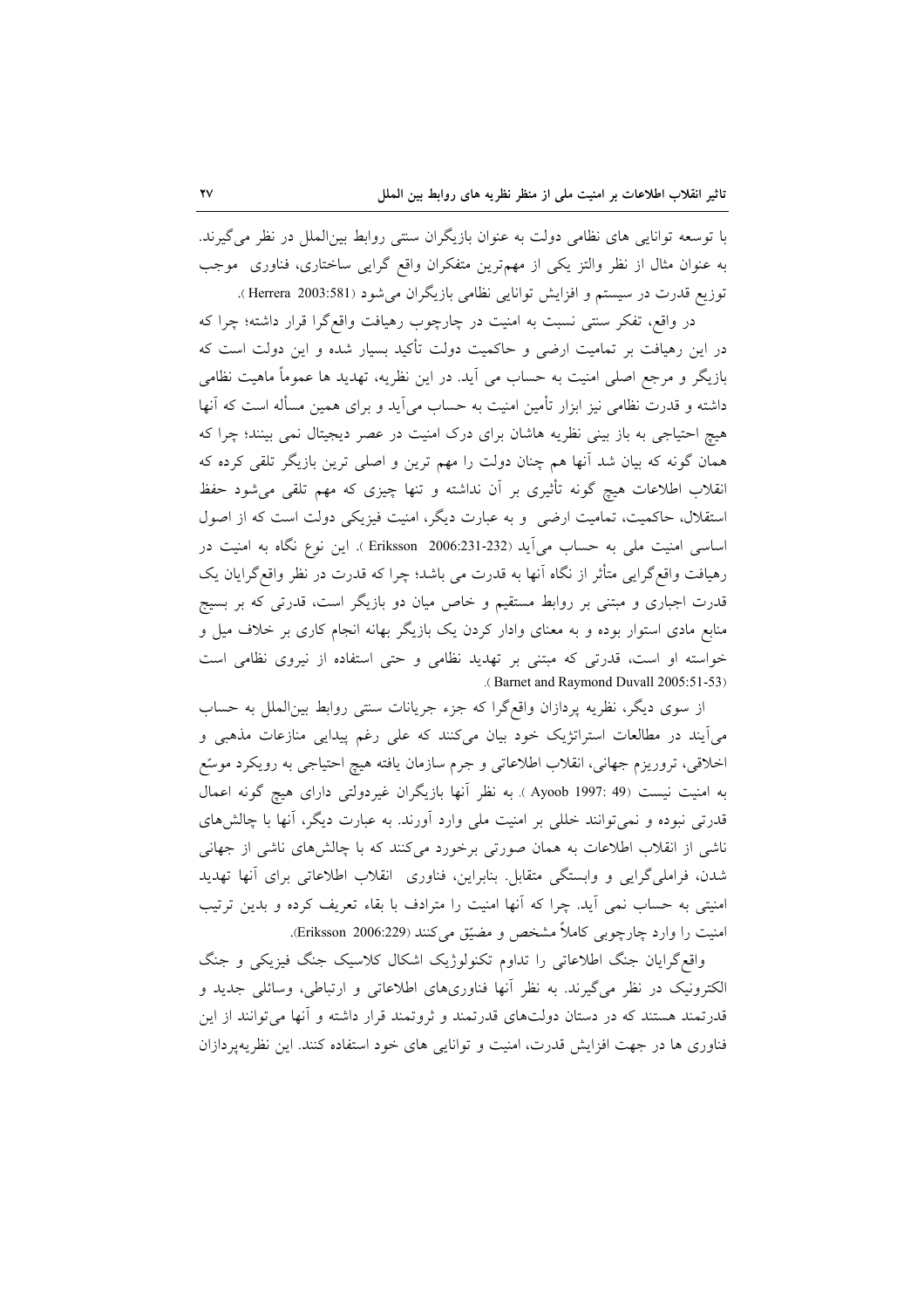با توسعه توانایی های نظامی دولت به عنوان بازیگران سنتی روابط بین‌الملل در نظر می‌گیرند. به عنوان مثال از نظر والتز یکی از مهم‌ترین متفکران واقع گرایی ساختاری، فناوری موجب توزیع قدرت در سیستم و افزایش توانایی نظامی بازیگران می‌شود (Herrera 2003:581).

در واقع، تفکر سنتی نسبت به امنیت در چارچوب رهیافت واقع‌گرا قرار داشته؛ چرا که در این رهیافت بر تمامیت ارضی و حاکمیت دولت تأکید بسیار شده و این دولت است که بازیگر و مرجع اصلی امنیت به حساب می آید. در این نظریه، تهدید ها عموماً ماهیت نظامی داشته و قدرت نظامی نیز ابزار تأمین امنیت به حساب می‌آید و برای همین مسأله است که آنها هیچ احتیاجی به باز بینی نظریه هاشان برای درک امنیت در عصر دیجیتال نمی بینند؛ چرا که همان گونه که بیان شد آنها هم چنان دولت را مهم ترین و اصلی ترین بازیگر تلقی کرده که انقلاب اطلاعات هیچ گونه تأثیری بر آن نداشته و تنها چیزی که مهم تلقی می‌شود حفظ استقلال، حاکمیت، تمامیت ارضی و به عبارت دیگر، امنیت فیزیکی دولت است که از اصول اساسی امنیت ملی به حساب می‌آید (Eriksson 2006:231-232). این نوع نگاه به امنیت در رهیافت واقع‌گرایی متأثر از نگاه آنها به قدرت می باشد؛ چرا که قدرت در نظر واقع‌گرایان یک قدرت اجباری و مبتنی بر روابط مستقیم و خاص میان دو بازیگر است، قدرتی که بر بسیج منابع مادی استوار بوده و به معنای وادار کردن یک بازیگر بهانه انجام کاری بر خلاف میل و خواسته او است، قدرتی که مبتنی بر تهدید نظامی و حتی استفاده از نیروی نظامی است (Barnet and Raymond Duvall 2005:51-53).

از سوی دیگر، نظریه پردازان واقع‌گرا که جزء جریانات سنتی روابط بین‌الملل به حساب می‌آیند در مطالعات استراتژیک خود بیان می‌کنند که علی رغم پیدایی منازعات مذهبی و اخلاقی، تروریزم جهانی، انقلاب اطلاعاتی و جرم سازمان یافته هیچ احتیاجی به رویکرد موسّع به امنیت نیست (Ayoob 1997: 49). به نظر آنها بازیگران غیردولتی دارای هیچ گونه اعمال قدرتی نبوده و نمی‌توانند خللی بر امنیت ملی وارد آورند. به عبارت دیگر، آنها با چالش‌های ناشی از انقلاب اطلاعات به همان صورتی برخورد می‌کنند که با چالش‌های ناشی از جهانی شدن، فراملی‌گرایی و وابستگی متقابل. بنابراین، فناوری انقلاب اطلاعاتی برای آنها تهدید امنیتی به حساب نمی آید. چرا که آنها امنیت را مترادف با بقاء تعریف کرده و بدین ترتیب امنیت را وارد چارچوبی کاملاً مشخص و مضیّق می‌کنند (Eriksson 2006:229).

واقع‌گرایان جنگ اطلاعاتی را تداوم تکنولوژیک اشکال کلاسیک جنگ فیزیکی و جنگ الکترونیک در نظر می‌گیرند. به نظر آنها فناوری‌های اطلاعاتی و ارتباطی، وسائلی جدید و قدرتمند هستند که در دستان دولت‌های قدرتمند و ثروتمند قرار داشته و آنها می‌توانند از این فناوری ها در جهت افزایش قدرت، امنیت و توانایی های خود استفاده کنند. این نظریه‌پردازان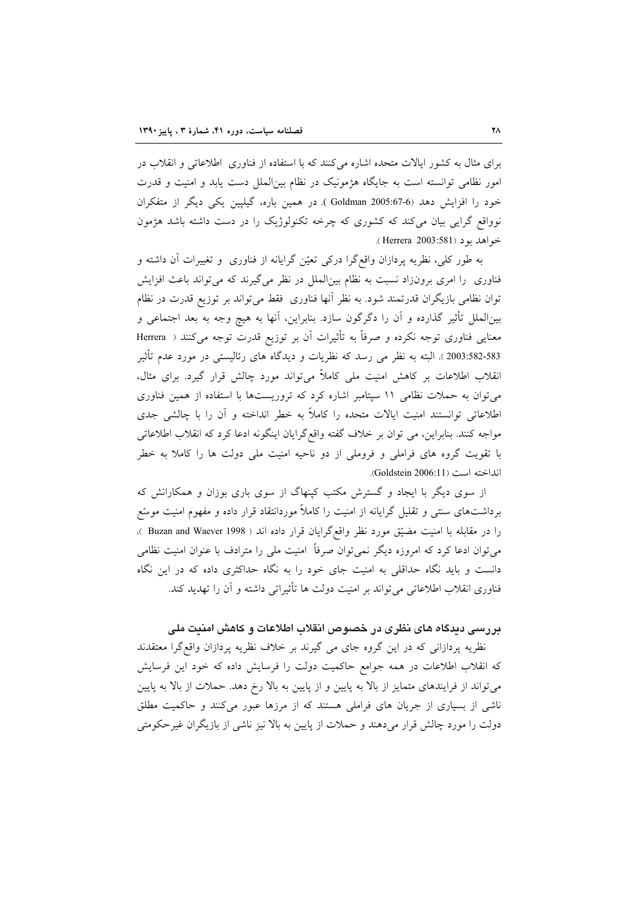برای مثال به کشور ایالات متحده اشاره می‌کنند که با استفاده از فناوری اطلاعاتی و انقلاب در امور نظامی توانسته است به جایگاه هژمونیک در نظام بین‌الملل دست یابد و امنیت و قدرت خود را افزایش دهد (Goldman 2005:67-6 ). در همین باره، گیلپین یکی دیگر از متفکران نوواقع گرایی بیان می‌کند که کشوری که چرخه تکنولوژیک را در دست داشته باشد هژمون خواهد بود (Herrera 2003:581 ).

به طور کلی، نظریه پردازان واقع‌گرا درکی تعیّن گرایانه از فناوری و تغییرات آن داشته و فناوری را امری برون‌زاد نسبت به نظام بین‌الملل در نظر می‌گیرند که می‌تواند باعث افزایش توان نظامی بازیگران قدرتمند شود. به نظر آنها فناوری فقط می‌تواند بر توزیع قدرت در نظام بین‌الملل تأثیر گذارده و آن را دگرگون سازد. بنابراین، آنها به هیچ وجه به بعد اجتماعی و معنایی فناوری توجه نکرده و صرفاً به تأثیرات آن بر توزیع قدرت توجه می‌کنند ( Herrera 2003:582-583 ). البته به نظر می رسد که نظریات و دیدگاه های رئالیستی در مورد عدم تأثیر انقلاب اطلاعات بر کاهش امنیت ملی کاملاً می‌تواند مورد چالش قرار گیرد. برای مثال، می‌توان به حملات نظامی ۱۱ سپتامبر اشاره کرد که تروریست‌ها با استفاده از همین فناوری اطلاعاتی توانستند امنیت ایالات متحده را کاملاً به خطر انداخته و آن را با چالشی جدی مواجه کنند. بنابراین، می توان بر خلاف گفته واقع‌گرایان اینگونه ادعا کرد که انقلاب اطلاعاتی با تقویت گروه های فراملی و فروملی از دو ناحیه امنیت ملی دولت ها را کاملا به خطر انداخته است (Goldstein 2006:11).

از سوی دیگر با ایجاد و گسترش مکتب کپنهاگ از سوی باری بوزان و همکارانش که برداشت‌های سنتی و تقلیل گرایانه از امنیت را کاملاً موردانتقاد قرار داده و مفهوم امنیت موسّع را در مقابله با امنیت مضیّق مورد نظر واقع‌گرایان قرار داده اند ( Buzan and Waever 1998 )، می‌توان ادعا کرد که امروزه دیگر نمی‌توان صرفاً امنیت ملی را مترادف با عنوان امنیت نظامی دانست و باید نگاه حداقلی به امنیت جای خود را به نگاه حداکثری داده که در این نگاه فناوری انقلاب اطلاعاتی می‌تواند بر امنیت دولت ها تأثیراتی داشته و آن را تهدید کند.

## بررسی دیدگاه های نظری در خصوص انقلاب اطلاعات و کاهش امنیت ملی

نظریه پردازانی که در این گروه جای می گیرند بر خلاف نظریه پردازان واقع‌گرا معتقدند که انقلاب اطلاعات در همه جوامع حاکمیت دولت را فرسایش داده که خود این فرسایش می‌تواند از فرایندهای متمایز از بالا به پایین و از پایین به بالا رخ دهد. حملات از بالا به پایین ناشی از بسیاری از جریان های فراملی هستند که از مرزها عبور می‌کنند و حاکمیت مطلق دولت را مورد چالش قرار می‌دهند و حملات از پایین به بالا نیز ناشی از بازیگران غیرحکومتی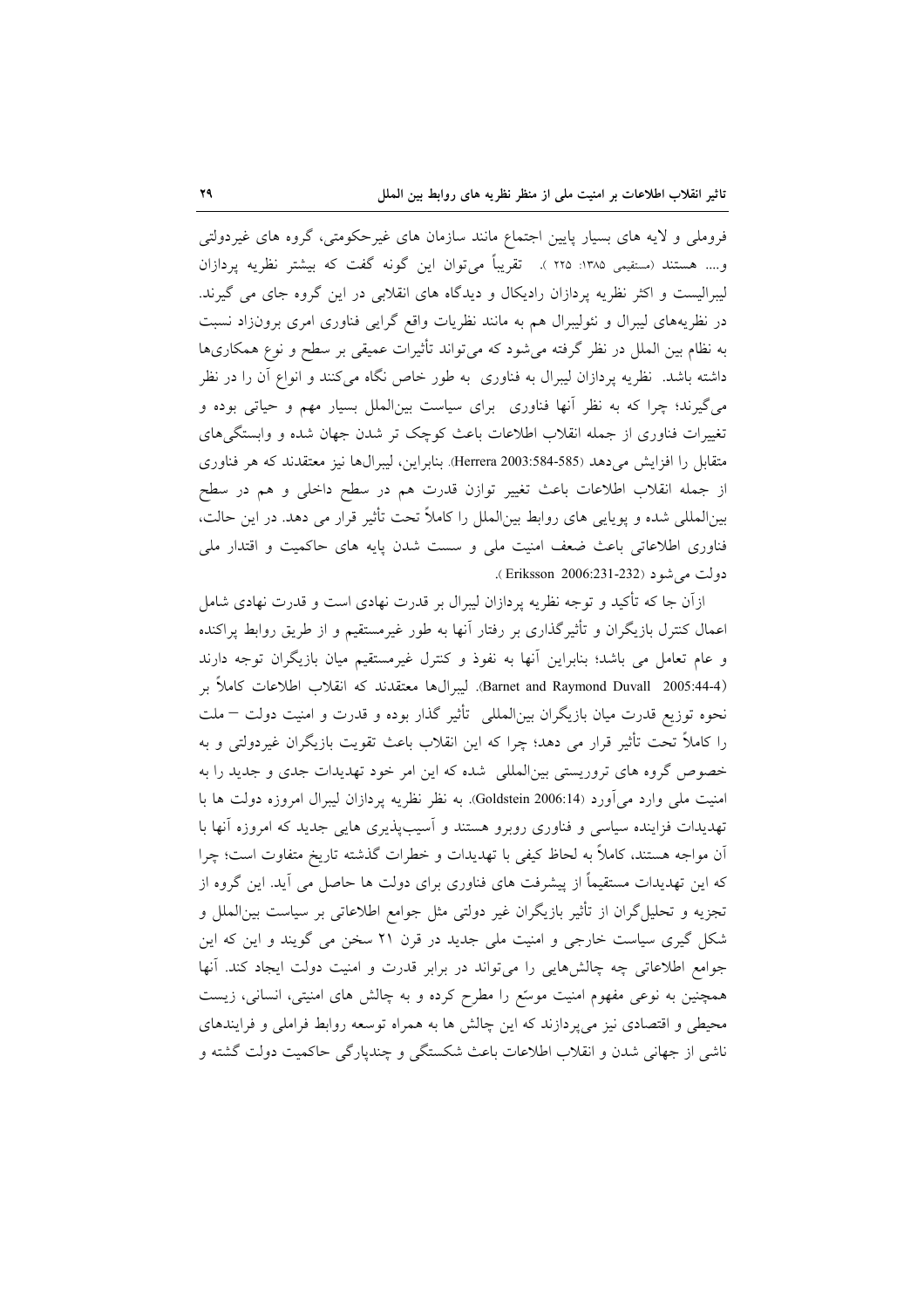فروملی و لایه های بسیار پایین اجتماع مانند سازمان های غیرحکومتی، گروه های غیردولتی و.... هستند (مستقیمی ۱۳۸۵: ۲۲۵ ). تقریباً می‌توان این گونه گفت که بیشتر نظریه پردازان لیبرالیست و اکثر نظریه پردازان رادیکال و دیدگاه های انقلابی در این گروه جای می گیرند. در نظریه‌های لیبرال و نئولیبرال هم به مانند نظریات واقع گرایی فناوری امری برون‌زاد نسبت به نظام بین الملل در نظر گرفته می‌شود که می‌تواند تأثیرات عمیقی بر سطح و نوع همکاری‌ها داشته باشد. نظریه پردازان لیبرال به فناوری به طور خاص نگاه می‌کنند و انواع آن را در نظر می‌گیرند؛ چرا که به نظر آنها فناوری برای سیاست بین‌الملل بسیار مهم و حیاتی بوده و تغییرات فناوری از جمله انقلاب اطلاعات باعث کوچک تر شدن جهان شده و وابستگی‌های متقابل را افزایش می‌دهد (Herrera 2003:584-585). بنابراین، لیبرال‌ها نیز معتقدند که هر فناوری از جمله انقلاب اطلاعات باعث تغییر توازن قدرت هم در سطح داخلی و هم در سطح بین‌المللی شده و پویایی های روابط بین‌الملل را کاملاً تحت تأثیر قرار می دهد. در این حالت، فناوری اطلاعاتی باعث ضعف امنیت ملی و سست شدن پایه های حاکمیت و اقتدار ملی دولت می‌شود (Eriksson 2006:231-232 ).

ازآن جا که تأکید و توجه نظریه پردازان لیبرال بر قدرت نهادی است و قدرت نهادی شامل اعمال کنترل بازیگران و تأثیرگذاری بر رفتار آنها به طور غیرمستقیم و از طریق روابط پراکنده و عام تعامل می باشد؛ بنابراین آنها به نفوذ و کنترل غیرمستقیم میان بازیگران توجه دارند (Barnet and Raymond Duvall 2005:44-4). لیبرال‌ها معتقدند که انقلاب اطلاعات کاملاً بر نحوه توزیع قدرت میان بازیگران بین‌المللی تأثیر گذار بوده و قدرت و امنیت دولت – ملت را کاملاً تحت تأثیر قرار می دهد؛ چرا که این انقلاب باعث تقویت بازیگران غیردولتی و به خصوص گروه های تروریستی بین‌المللی شده که این امر خود تهدیدات جدی و جدید را به امنیت ملی وارد می‌آورد (Goldstein 2006:14). به نظر نظریه پردازان لیبرال امروزه دولت ها با تهدیدات فزاینده سیاسی و فناوری روبرو هستند و آسیب‌پذیری هایی جدید که امروزه آنها با آن مواجه هستند، کاملاً به لحاظ کیفی با تهدیدات و خطرات گذشته تاریخ متفاوت است؛ چرا که این تهدیدات مستقیماً از پیشرفت های فناوری برای دولت ها حاصل می آید. این گروه از تجزیه و تحلیل‌گران از تأثیر بازیگران غیر دولتی مثل جوامع اطلاعاتی بر سیاست بین‌الملل و شکل گیری سیاست خارجی و امنیت ملی جدید در قرن ۲۱ سخن می گویند و این که این جوامع اطلاعاتی چه چالش‌هایی را می‌تواند در برابر قدرت و امنیت دولت ایجاد کند. آنها همچنین به نوعی مفهوم امنیت موسّع را مطرح کرده و به چالش های امنیتی، انسانی، زیست محیطی و اقتصادی نیز می‌پردازند که این چالش ها به همراه توسعه روابط فراملی و فرایندهای ناشی از جهانی شدن و انقلاب اطلاعات باعث شکستگی و چندپارگی حاکمیت دولت گشته و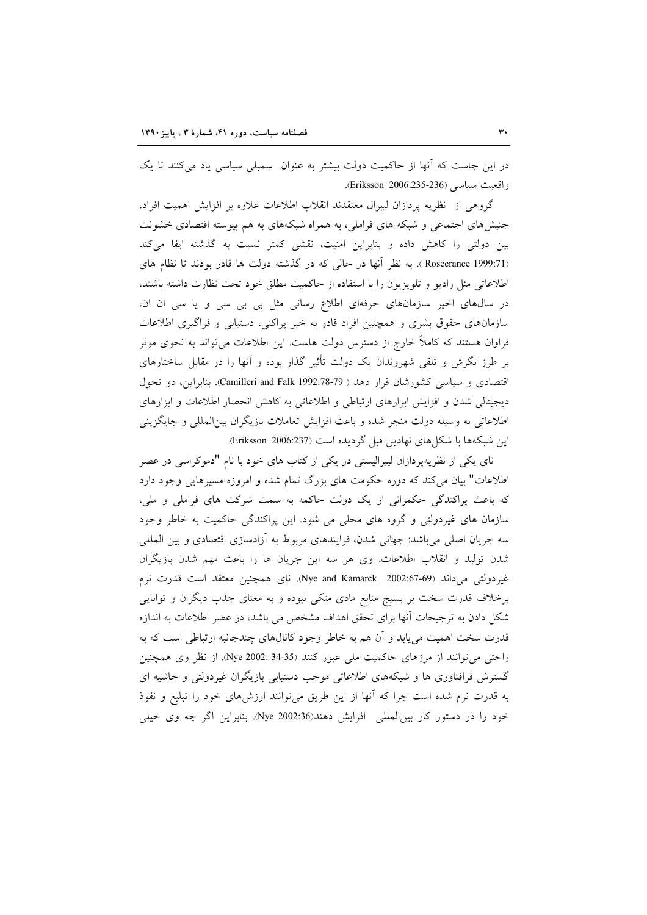در این جاست که آنها از حاکمیت دولت بیشتر به عنوان سمبلی سیاسی یاد می‌کنند تا یک واقعیت سیاسی (Eriksson 2006:235-236).

گروهی از نظریه پردازان لیبرال معتقدند انقلاب اطلاعات علاوه بر افزایش اهمیت افراد، جنبش‌های اجتماعی و شبکه های فراملی، به همراه شبکه‌های به هم پیوسته اقتصادی خشونت بین دولتی را کاهش داده و بنابراین امنیت، نقشی کمتر نسبت به گذشته ایفا می‌کند (Rosecrance 1999:71 ). به نظر آنها در حالی که در گذشته دولت ها قادر بودند تا نظام های اطلاعاتی مثل رادیو و تلویزیون را با استفاده از حاکمیت مطلق خود تحت نظارت داشته باشند، در سال‌های اخیر سازمان‌های حرفه‌ای اطلاع رسانی مثل بی بی سی و یا سی ان ان، سازمان‌های حقوق بشری و همچنین افراد قادر به خبر پراکنی، دستیابی و فراگیری اطلاعات فراوان هستند که کاملاً خارج از دسترس دولت هاست. این اطلاعات می‌تواند به نحوی موثر بر طرز نگرش و تلقی شهروندان یک دولت تأثیر گذار بوده و آنها را در مقابل ساختارهای اقتصادی و سیاسی کشورشان قرار دهد ( Camilleri and Falk 1992:78-79). بنابراین، دو تحول دیجیتالی شدن و افزایش ابزارهای ارتباطی و اطلاعاتی به کاهش انحصار اطلاعات و ابزارهای اطلاعاتی به وسیله دولت منجر شده و باعث افزایش تعاملات بازیگران بین‌المللی و جایگزینی این شبکه‌ها با شکل‌های نهادین قبل گردیده است (Eriksson 2006:237).

نای یکی از نظریه‌پردازان لیبرالیستی در یکی از کتاب های خود با نام "دموکراسی در عصر اطلاعات" بیان می‌کند که دوره حکومت های بزرگ تمام شده و امروزه مسیرهایی وجود دارد که باعث پراکندگی حکمرانی از یک دولت حاکمه به سمت شرکت های فراملی و ملی، سازمان های غیردولتی و گروه های محلی می شود. این پراکندگی حاکمیت به خاطر وجود سه جریان اصلی می‌باشد: جهانی شدن، فرایندهای مربوط به آزادسازی اقتصادی و بین المللی شدن تولید و انقلاب اطلاعات. وی هر سه این جریان ها را باعث مهم شدن بازیگران غیردولتی می‌داند (Nye and Kamarck 2002:67-69). نای همچنین معتقد است قدرت نرم برخلاف قدرت سخت بر بسیج منابع مادی متکی نبوده و به معنای جذب دیگران و توانایی شکل دادن به ترجیحات آنها برای تحقق اهداف مشخص می باشد، در عصر اطلاعات به اندازه قدرت سخت اهمیت می‌یابد و آن هم به خاطر وجود کانال‌های چندجانبه ارتباطی است که به راحتی می‌توانند از مرزهای حاکمیت ملی عبور کنند (Nye 2002: 34-35). از نظر وی همچنین گسترش فرافناوری ها و شبکه‌های اطلاعاتی موجب دستیابی بازیگران غیردولتی و حاشیه ای به قدرت نرم شده است چرا که آنها از این طریق می‌توانند ارزش‌های خود را تبلیغ و نفوذ خود را در دستور کار بین‌المللی افزایش دهند(Nye 2002:36). بنابراین اگر چه وی خیلی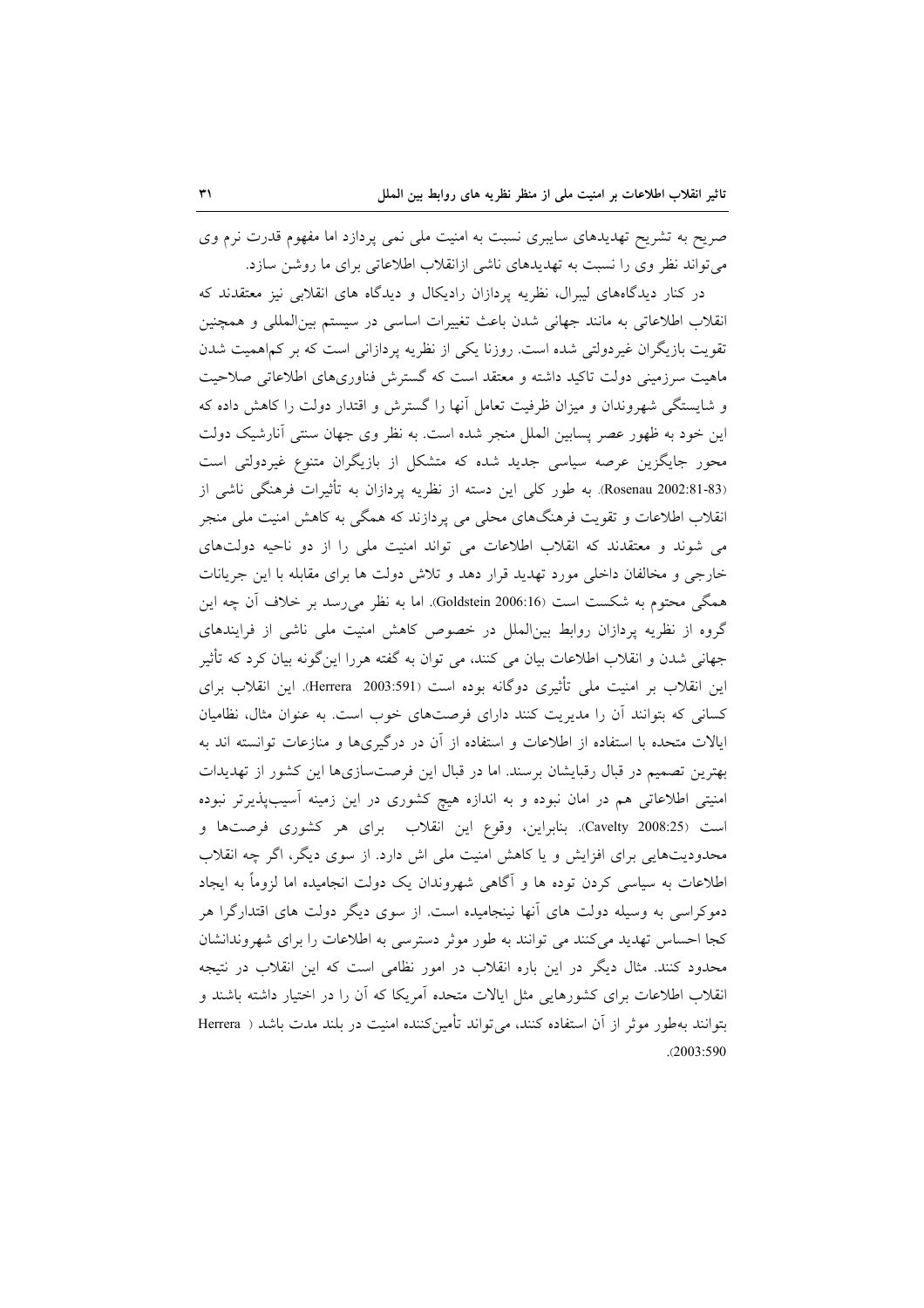صریح به تشریح تهدیدهای سایبری نسبت به امنیت ملی نمی پردازد اما مفهوم قدرت نرم وی می‌تواند نظر وی را نسبت به تهدیدهای ناشی ازانقلاب اطلاعاتی برای ما روشن سازد.

در کنار دیدگاه‌های لیبرال، نظریه پردازان رادیکال و دیدگاه های انقلابی نیز معتقدند که انقلاب اطلاعاتی به مانند جهانی شدن باعث تغییرات اساسی در سیستم بین‌المللی و همچنین تقویت بازیگران غیردولتی شده است. روزنا یکی از نظریه پردازانی است که بر کم‌اهمیت شدن ماهیت سرزمینی دولت تاکید داشته و معتقد است که گسترش فناوری‌های اطلاعاتی صلاحیت و شایستگی شهروندان و میزان ظرفیت تعامل آنها را گسترش و اقتدار دولت را کاهش داده که این خود به ظهور عصر پسابین الملل منجر شده است. به نظر وی جهان سنتی آنارشیک دولت محور جایگزین عرصه سیاسی جدید شده که متشکل از بازیگران متنوع غیردولتی است (Rosenau 2002:81-83). به طور کلی این دسته از نظریه پردازان به تأثیرات فرهنگی ناشی از انقلاب اطلاعات و تقویت فرهنگ‌های محلی می پردازند که همگی به کاهش امنیت ملی منجر می شوند و معتقدند که انقلاب اطلاعات می تواند امنیت ملی را از دو ناحیه دولت‌های خارجی و مخالفان داخلی مورد تهدید قرار دهد و تلاش دولت ها برای مقابله با این جریانات همگی محتوم به شکست است (Goldstein 2006:16). اما به نظر می‌رسد بر خلاف آن چه این گروه از نظریه پردازان روابط بین‌الملل در خصوص کاهش امنیت ملی ناشی از فرایندهای جهانی شدن و انقلاب اطلاعات بیان می کنند، می توان به گفته هررا این‌گونه بیان کرد که تأثیر این انقلاب بر امنیت ملی تأثیری دوگانه بوده است (Herrera 2003:591). این انقلاب برای کسانی که بتوانند آن را مدیریت کنند دارای فرصت‌های خوب است. به عنوان مثال، نظامیان ایالات متحده با استفاده از اطلاعات و استفاده از آن در درگیری‌ها و منازعات توانسته اند به بهترین تصمیم در قبال رقبایشان برسند. اما در قبال این فرصت‌سازی‌ها این کشور از تهدیدات امنیتی اطلاعاتی هم در امان نبوده و به اندازه هیچ کشوری در این زمینه آسیب‌پذیرتر نبوده است (Cavelty 2008:25). بنابراین، وقوع این انقلاب برای هر کشوری فرصت‌ها و محدودیت‌هایی برای افزایش و یا کاهش امنیت ملی اش دارد. از سوی دیگر، اگر چه انقلاب اطلاعات به سیاسی کردن توده ها و آگاهی شهروندان یک دولت انجامیده اما لزوماً به ایجاد دموکراسی به وسیله دولت های آنها نینجامیده است. از سوی دیگر دولت های اقتدارگرا هر کجا احساس تهدید می‌کنند می توانند به طور موثر دسترسی به اطلاعات را برای شهروندانشان محدود کنند. مثال دیگر در این باره انقلاب در امور نظامی است که این انقلاب در نتیجه انقلاب اطلاعات برای کشورهایی مثل ایالات متحده آمریکا که آن را در اختیار داشته باشند و بتوانند به‌طور موثر از آن استفاده کنند، می‌تواند تأمین‌کننده امنیت در بلند مدت باشد (Herrera 2003:590).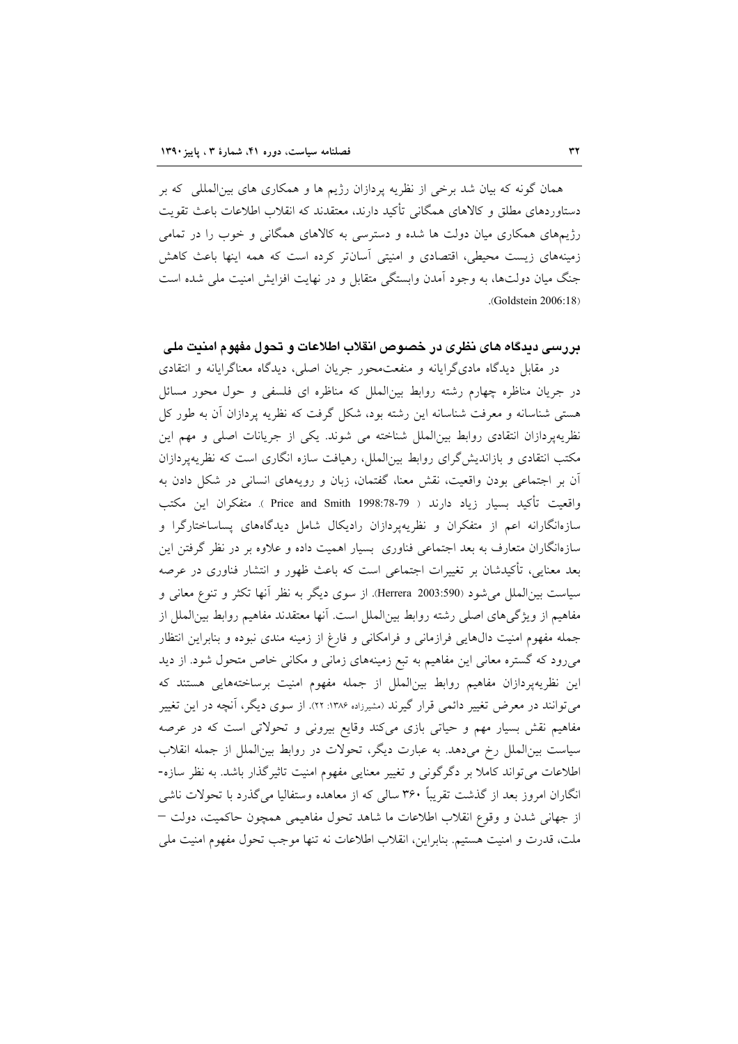همان گونه که بیان شد برخی از نظریه پردازان رژیم ها و همکاری های بین‌المللی که بر دستاوردهای مطلق و کالاهای همگانی تأکید دارند، معتقدند که انقلاب اطلاعات باعث تقویت رژیم‌های همکاری میان دولت ها شده و دسترسی به کالاهای همگانی و خوب را در تمامی زمینه‌های زیست محیطی، اقتصادی و امنیتی آسان‌تر کرده است که همه اینها باعث کاهش جنگ میان دولت‌ها، به وجود آمدن وابستگی متقابل و در نهایت افزایش امنیت ملی شده است (Goldstein 2006:18).

## بررسی دیدگاه های نظری در خصوص انقلاب اطلاعات و تحول مفهوم امنیت ملی

در مقابل دیدگاه مادی‌گرایانه و منفعت‌محور جریان اصلی، دیدگاه معناگرایانه و انتقادی در جریان مناظره چهارم رشته روابط بین‌الملل که مناظره ای فلسفی و حول محور مسائل هستی شناسانه و معرفت شناسانه این رشته بود، شکل گرفت که نظریه پردازان آن به طور کل نظریه‌پردازان انتقادی روابط بین‌الملل شناخته می شوند. یکی از جریانات اصلی و مهم این مکتب انتقادی و بازاندیش‌گرای روابط بین‌الملل، رهیافت سازه انگاری است که نظریه‌پردازان آن بر اجتماعی بودن واقعیت، نقش معنا، گفتمان، زبان و رویه‌های انسانی در شکل دادن به واقعیت تأکید بسیار زیاد دارند ( Price and Smith 1998:78-79 ). متفکران این مکتب سازه‌انگارانه اعم از متفکران و نظریه‌پردازان رادیکال شامل دیدگاه‌های پساساختارگرا و سازه‌انگاران متعارف به بعد اجتماعی فناوری بسیار اهمیت داده و علاوه بر در نظر گرفتن این بعد معنایی، تأکیدشان بر تغییرات اجتماعی است که باعث ظهور و انتشار فناوری در عرصه سیاست بین‌الملل می‌شود (Herrera 2003:590). از سوی دیگر به نظر آنها تکثر و تنوع معانی و مفاهیم از ویژگی‌های اصلی رشته روابط بین‌الملل است. آنها معتقدند مفاهیم روابط بین‌الملل از جمله مفهوم امنیت دال‌هایی فرازمانی و فرامکانی و فارغ از زمینه مندی نبوده و بنابراین انتظار می‌رود که گستره معانی این مفاهیم به تبع زمینه‌های زمانی و مکانی خاص متحول شود. از دید این نظریه‌پردازان مفاهیم روابط بین‌الملل از جمله مفهوم امنیت برساخته‌هایی هستند که می‌توانند در معرض تغییر دائمی قرار گیرند (مشیرزاده ۱۳۸۶: ۲۲). از سوی دیگر، آنچه در این تغییر مفاهیم نقش بسیار مهم و حیاتی بازی می‌کند وقایع بیرونی و تحولاتی است که در عرصه سیاست بین‌الملل رخ می‌دهد. به عبارت دیگر، تحولات در روابط بین‌الملل از جمله انقلاب اطلاعات می‌تواند کاملا بر دگرگونی و تغییر معنایی مفهوم امنیت تاثیرگذار باشد. به نظر سازه‌انگاران امروز بعد از گذشت تقریباً ۳۶۰ سالی که از معاهده وستفالیا می‌گذرد با تحولات ناشی از جهانی شدن و وقوع انقلاب اطلاعات ما شاهد تحول مفاهیمی همچون حاکمیت، دولت – ملت، قدرت و امنیت هستیم. بنابراین، انقلاب اطلاعات نه تنها موجب تحول مفهوم امنیت ملی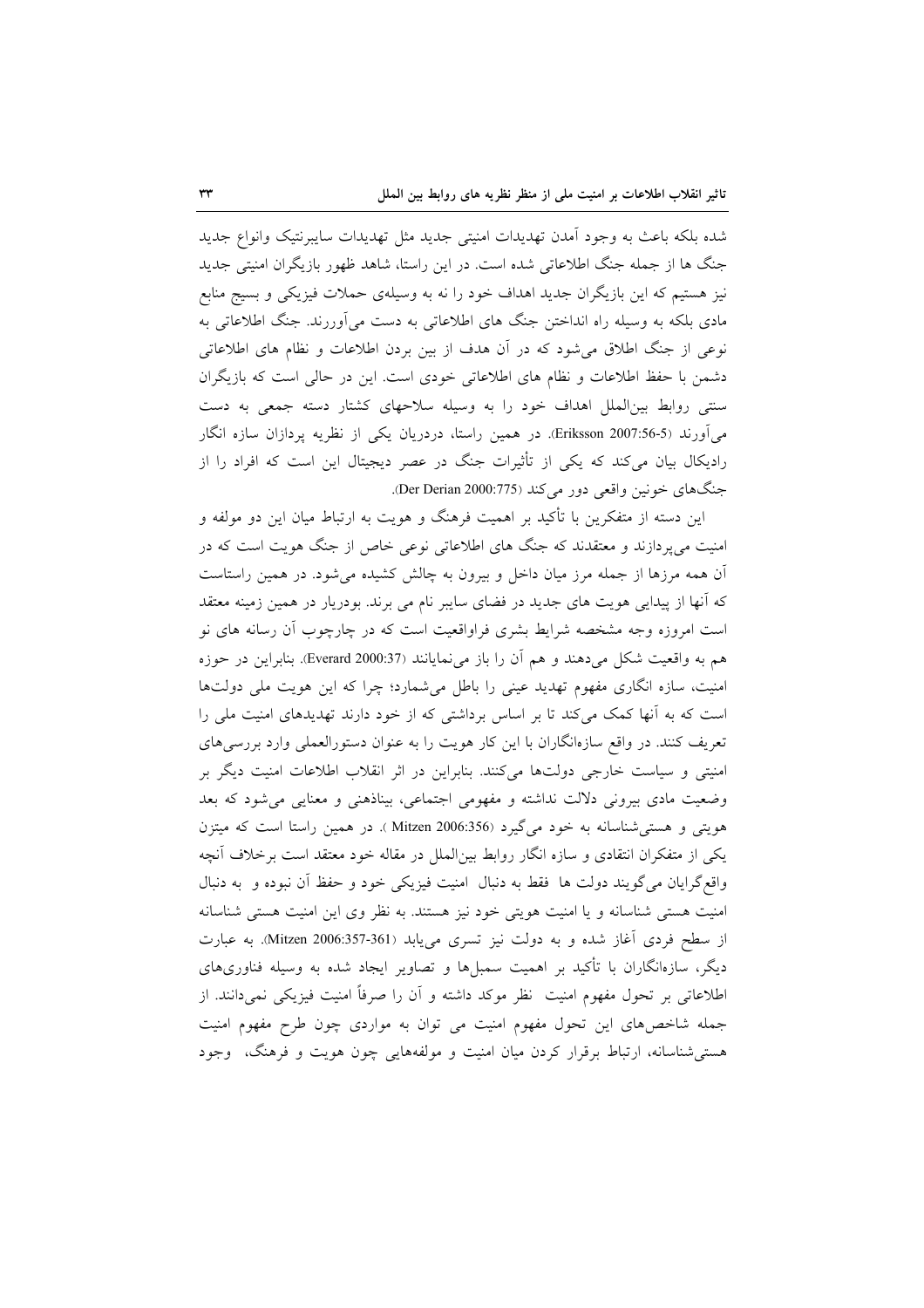شده بلکه باعث به وجود آمدن تهدیدات امنیتی جدید مثل تهدیدات سایبرنتیک وانواع جدید جنگ ها از جمله جنگ اطلاعاتی شده است. در این راستا، شاهد ظهور بازیگران امنیتی جدید نیز هستیم که این بازیگران جدید اهداف خود را نه به وسیله‌ی حملات فیزیکی و بسیج منابع مادی بلکه به وسیله راه انداختن جنگ های اطلاعاتی به دست می‌آوررند. جنگ اطلاعاتی به نوعی از جنگ اطلاق می‌شود که در آن هدف از بین بردن اطلاعات و نظام های اطلاعاتی دشمن با حفظ اطلاعات و نظام های اطلاعاتی خودی است. این در حالی است که بازیگران سنتی روابط بین‌الملل اهداف خود را به وسیله سلاحهای کشتار دسته جمعی به دست می‌آورند (Eriksson 2007:56-5). در همین راستا، دردریان یکی از نظریه پردازان سازه انگار رادیکال بیان می‌کند که یکی از تأثیرات جنگ در عصر دیجیتال این است که افراد را از جنگ‌های خونین واقعی دور می‌کند (Der Derian 2000:775).

این دسته از متفکرین با تأکید بر اهمیت فرهنگ و هویت به ارتباط میان این دو مولفه و امنیت می‌پردازند و معتقدند که جنگ های اطلاعاتی نوعی خاص از جنگ هویت است که در آن همه مرزها از جمله مرز میان داخل و بیرون به چالش کشیده می‌شود. در همین راستاست که آنها از پیدایی هویت های جدید در فضای سایبر نام می برند. بودریار در همین زمینه معتقد است امروزه وجه مشخصه شرایط بشری فراواقعیت است که در چارچوب آن رسانه های نو هم به واقعیت شکل می‌دهند و هم آن را باز می‌نمایانند (Everard 2000:37). بنابراین در حوزه امنیت، سازه انگاری مفهوم تهدید عینی را باطل می‌شمارد؛ چرا که این هویت ملی دولت‌ها است که به آنها کمک می‌کند تا بر اساس برداشتی که از خود دارند تهدیدهای امنیت ملی را تعریف کنند. در واقع سازه‌انگاران با این کار هویت را به عنوان دستورالعملی وارد بررسی‌های امنیتی و سیاست خارجی دولت‌ها می‌کنند. بنابراین در اثر انقلاب اطلاعات امنیت دیگر بر وضعیت مادی بیرونی دلالت نداشته و مفهومی اجتماعی، بیناذهنی و معنایی می‌شود که بعد هویتی و هستی‌شناسانه به خود می‌گیرد (Mitzen 2006:356 ). در همین راستا است که میتزن یکی از متفکران انتقادی و سازه انگار روابط بین‌الملل در مقاله خود معتقد است برخلاف آنچه واقع‌گرایان می‌گویند دولت ها فقط به دنبال امنیت فیزیکی خود و حفظ آن نبوده و به دنبال امنیت هستی شناسانه و یا امنیت هویتی خود نیز هستند. به نظر وی این امنیت هستی شناسانه از سطح فردی آغاز شده و به دولت نیز تسری می‌یابد (Mitzen 2006:357-361). به عبارت دیگر، سازه‌انگاران با تأکید بر اهمیت سمبل‌ها و تصاویر ایجاد شده به وسیله فناوری‌های اطلاعاتی بر تحول مفهوم امنیت نظر موکد داشته و آن را صرفاً امنیت فیزیکی نمی‌دانند. از جمله شاخص‌های این تحول مفهوم امنیت می توان به مواردی چون طرح مفهوم امنیت هستی‌شناسانه، ارتباط برقرار کردن میان امنیت و مولفه‌هایی چون هویت و فرهنگ، وجود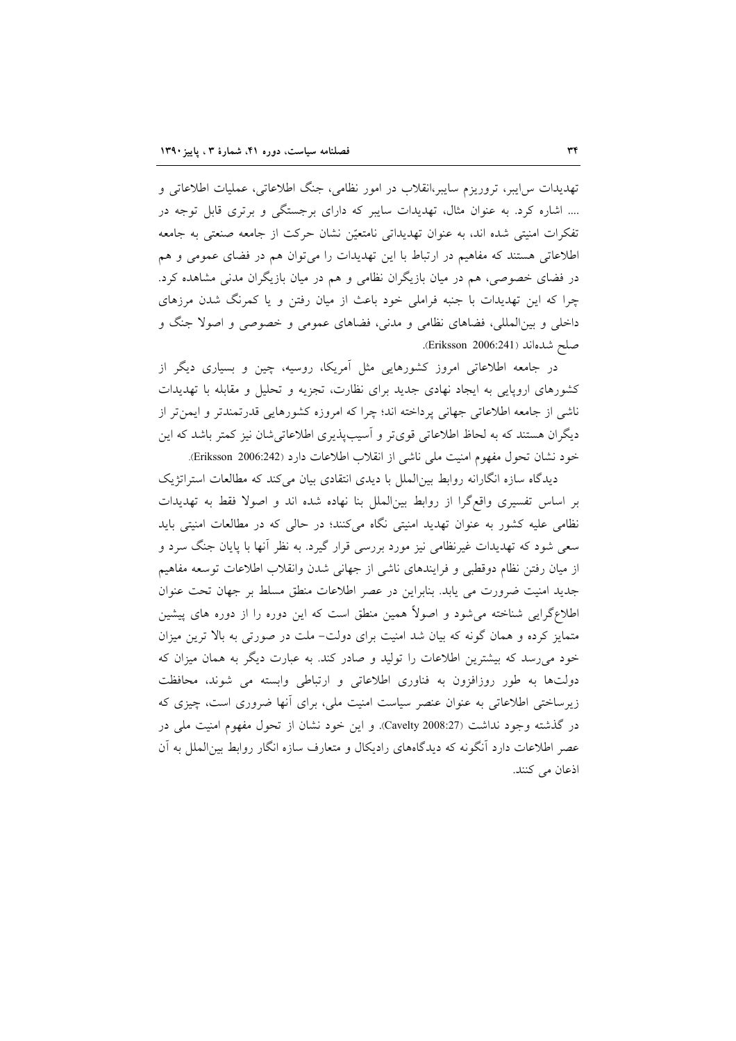تهدیدات سایبر، تروریزم سایبر،انقلاب در امور نظامی، جنگ اطلاعاتی، عملیات اطلاعاتی و .... اشاره کرد. به عنوان مثال، تهدیدات سایبر که دارای برجستگی و برتری قابل توجه در تفکرات امنیتی شده اند، به عنوان تهدیداتی نامتعیّن نشان حرکت از جامعه صنعتی به جامعه اطلاعاتی هستند که مفاهیم در ارتباط با این تهدیدات را می‌توان هم در فضای عمومی و هم در فضای خصوصی، هم در میان بازیگران نظامی و هم در میان بازیگران مدنی مشاهده کرد. چرا که این تهدیدات با جنبه فراملی خود باعث از میان رفتن و یا کمرنگ شدن مرزهای داخلی و بین‌المللی، فضاهای نظامی و مدنی، فضاهای عمومی و خصوصی و اصولا جنگ و صلح شده‌اند (Eriksson 2006:241).

در جامعه اطلاعاتی امروز کشورهایی مثل آمریکا، روسیه، چین و بسیاری دیگر از کشورهای اروپایی به ایجاد نهادی جدید برای نظارت، تجزیه و تحلیل و مقابله با تهدیدات ناشی از جامعه اطلاعاتی جهانی پرداخته اند؛ چرا که امروزه کشورهایی قدرتمندتر و ایمن‌تر از دیگران هستند که به لحاظ اطلاعاتی قوی‌تر و آسیب‌پذیری اطلاعاتی‌شان نیز کمتر باشد که این خود نشان تحول مفهوم امنیت ملی ناشی از انقلاب اطلاعات دارد (Eriksson 2006:242).

دیدگاه سازه انگارانه روابط بین‌الملل با دیدی انتقادی بیان می‌کند که مطالعات استراتژیک بر اساس تفسیری واقع‌گرا از روابط بین‌الملل بنا نهاده شده اند و اصولا فقط به تهدیدات نظامی علیه کشور به عنوان تهدید امنیتی نگاه می‌کنند؛ در حالی که در مطالعات امنیتی باید سعی شود که تهدیدات غیرنظامی نیز مورد بررسی قرار گیرد. به نظر آنها با پایان جنگ سرد و از میان رفتن نظام دوقطبی و فرایندهای ناشی از جهانی شدن وانقلاب اطلاعات توسعه مفاهیم جدید امنیت ضرورت می یابد. بنابراین در عصر اطلاعات منطق مسلط بر جهان تحت عنوان اطلاع‌گرایی شناخته می‌شود و اصولاً همین منطق است که این دوره را از دوره های پیشین متمایز کرده و همان گونه که بیان شد امنیت برای دولت- ملت در صورتی به بالا ترین میزان خود می‌رسد که بیشترین اطلاعات را تولید و صادر کند. به عبارت دیگر به همان میزان که دولت‌ها به طور روزافزون به فناوری اطلاعاتی و ارتباطی وابسته می شوند، محافظت زیرساختی اطلاعاتی به عنوان عنصر سیاست امنیت ملی، برای آنها ضروری است، چیزی که در گذشته وجود نداشت (Cavelty 2008:27). و این خود نشان از تحول مفهوم امنیت ملی در عصر اطلاعات دارد آنگونه که دیدگاه‌های رادیکال و متعارف سازه انگار روابط بین‌الملل به آن اذعان می کنند.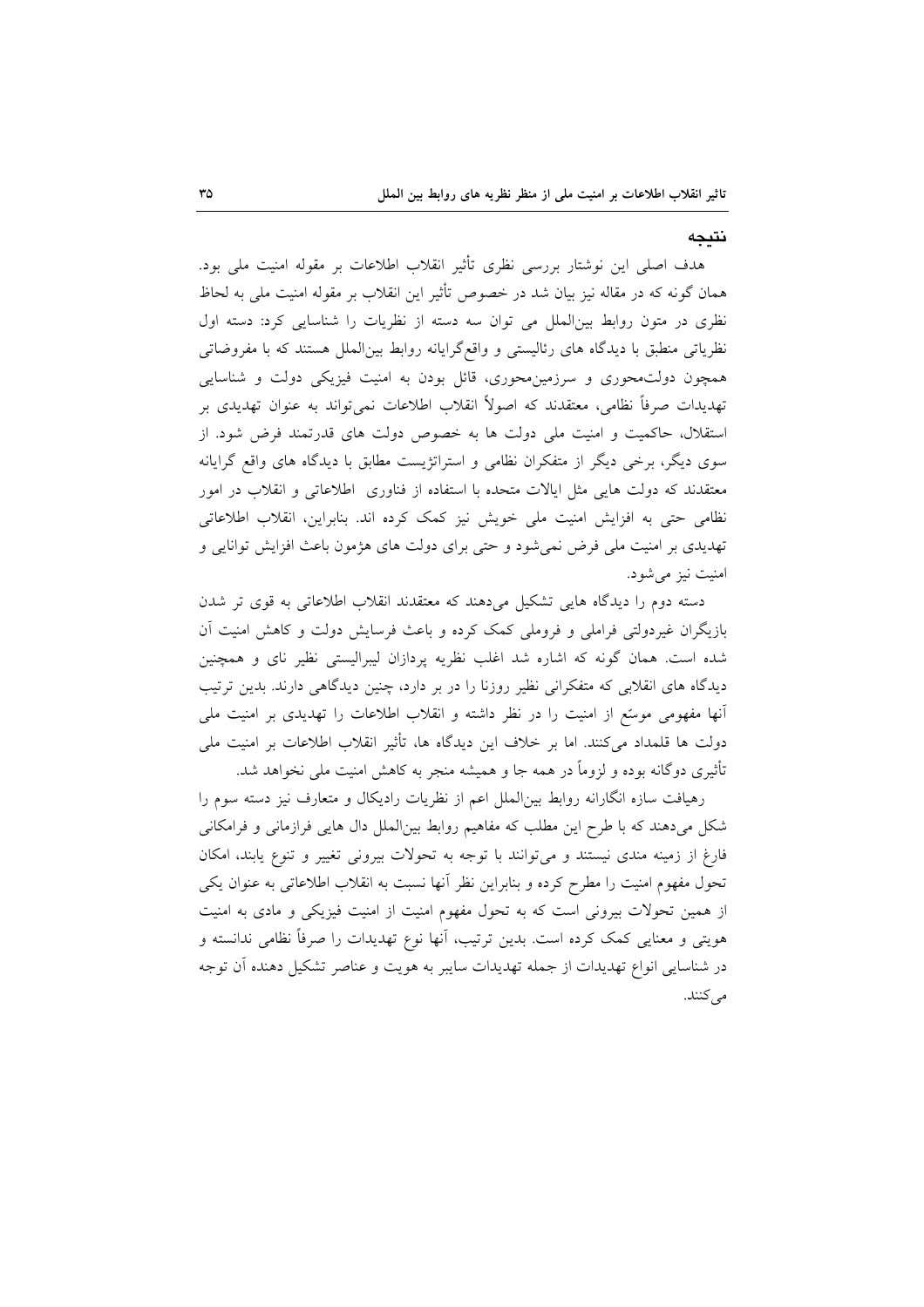## نتیجه

هدف اصلی این نوشتار بررسی نظری تأثیر انقلاب اطلاعات بر مقوله امنیت ملی بود. همان گونه که در مقاله نیز بیان شد در خصوص تأثیر این انقلاب بر مقوله امنیت ملی به لحاظ نظری در متون روابط بین‌الملل می توان سه دسته از نظریات را شناسایی کرد: دسته اول نظریاتی منطبق با دیدگاه های رئالیستی و واقع‌گرایانه روابط بین‌الملل هستند که با مفروضاتی همچون دولت‌محوری و سرزمین‌محوری، قائل بودن به امنیت فیزیکی دولت و شناسایی تهدیدات صرفاً نظامی، معتقدند که اصولاً انقلاب اطلاعات نمی‌تواند به عنوان تهدیدی بر استقلال، حاکمیت و امنیت ملی دولت ها به خصوص دولت های قدرتمند فرض شود. از سوی دیگر، برخی دیگر از متفکران نظامی و استراتژیست مطابق با دیدگاه های واقع گرایانه معتقدند که دولت هایی مثل ایالات متحده با استفاده از فناوری اطلاعاتی و انقلاب در امور نظامی حتی به افزایش امنیت ملی خویش نیز کمک کرده اند. بنابراین، انقلاب اطلاعاتی تهدیدی بر امنیت ملی فرض نمی‌شود و حتی برای دولت های هژمون باعث افزایش توانایی و امنیت نیز می‌شود.

دسته دوم را دیدگاه هایی تشکیل می‌دهند که معتقدند انقلاب اطلاعاتی به قوی تر شدن بازیگران غیردولتی فراملی و فروملی کمک کرده و باعث فرسایش دولت و کاهش امنیت آن شده است. همان گونه که اشاره شد اغلب نظریه پردازان لیبرالیستی نظیر نای و همچنین دیدگاه های انقلابی که متفکرانی نظیر روزنا را در بر دارد، چنین دیدگاهی دارند. بدین ترتیب آنها مفهومی موسّع از امنیت را در نظر داشته و انقلاب اطلاعات را تهدیدی بر امنیت ملی دولت ها قلمداد می‌کنند. اما بر خلاف این دیدگاه ها، تأثیر انقلاب اطلاعات بر امنیت ملی تأثیری دوگانه بوده و لزوماً در همه جا و همیشه منجر به کاهش امنیت ملی نخواهد شد.

رهیافت سازه انگارانه روابط بین‌الملل اعم از نظریات رادیکال و متعارف نیز دسته سوم را شکل می‌دهند که با طرح این مطلب که مفاهیم روابط بین‌الملل دال هایی فرازمانی و فرامکانی فارغ از زمینه مندی نیستند و می‌توانند با توجه به تحولات بیرونی تغییر و تنوع یابند، امکان تحول مفهوم امنیت را مطرح کرده و بنابراین نظر آنها نسبت به انقلاب اطلاعاتی به عنوان یکی از همین تحولات بیرونی است که به تحول مفهوم امنیت از امنیت فیزیکی و مادی به امنیت هویتی و معنایی کمک کرده است. بدین ترتیب، آنها نوع تهدیدات را صرفاً نظامی ندانسته و در شناسایی انواع تهدیدات از جمله تهدیدات سایبر به هویت و عناصر تشکیل دهنده آن توجه می‌کنند.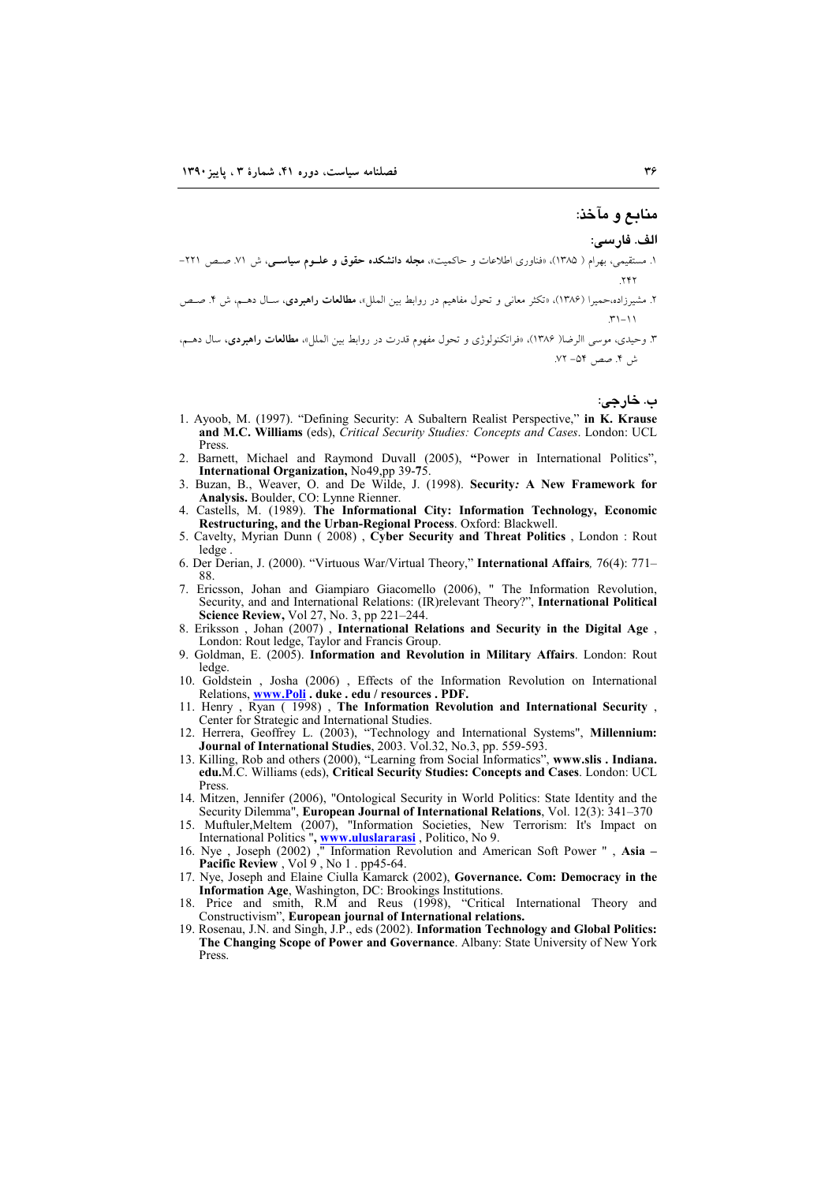## منابع و مآخذ:

### الف. فارسی:

۱. مستقیمی، بهرام ( ۱۳۸۵)، «فناوری اطلاعات و حاکمیت»، **مجله دانشکده حقوق و علـوم سیاسـی**، ش ۷۱. صـص ۲۲۱- ۲۴۲.

۲. مشیرزاده،حمیرا (۱۳۸۶)، «تکثر معانی و تحول مفاهیم در روابط بین الملل»، **مطالعات راهبردی**، سـال دهـم، ش ۴. صـص ۱۱-۳۱.

۳. وحیدی، موسی الرضا( ۱۳۸۶)، «فراتکنولوژی و تحول مفهوم قدرت در روابط بین الملل»، **مطالعات راهبردی**، سال دهـم، ش ۴. صص ۵۴- ۷۲.

### ب. خارجی:

1. Ayoob, M. (1997). "Defining Security: A Subaltern Realist Perspective," **in K. Krause and M.C. Williams** (eds), *Critical Security Studies: Concepts and Cases*. London: UCL Press.
2. Barnett, Michael and Raymond Duvall (2005), **"**Power in International Politics", **International Organization,** No49,pp 39**-**75.
3. Buzan, B., Weaver, O. and De Wilde, J. (1998). **Security*:* A New Framework for Analysis.** Boulder, CO: Lynne Rienner.
4. Castells, M. (1989). **The Informational City: Information Technology, Economic Restructuring, and the Urban-Regional Process**. Oxford: Blackwell.
5. Cavelty, Myrian Dunn ( 2008) , **Cyber Security and Threat Politics** , London : Rout ledge .
6. Der Derian, J. (2000). "Virtuous War/Virtual Theory," **International Affairs***,* 76(4): 771–88.
7. Ericsson, Johan and Giampiaro Giacomello (2006), " The Information Revolution, Security, and and International Relations: (IR)relevant Theory?", **International Political Science Review,** Vol 27, No. 3, pp 221–244.
8. Eriksson , Johan (2007) , **International Relations and Security in the Digital Age** , London: Rout ledge, Taylor and Francis Group.
9. Goldman, E. (2005). **Information and Revolution in Military Affairs**. London: Rout ledge.
10. Goldstein , Josha (2006) , Effects of the Information Revolution on International Relations, **www.Poli . duke . edu / resources . PDF.**
11. Henry , Ryan ( 1998) , **The Information Revolution and International Security** , Center for Strategic and International Studies.
12. Herrera, Geoffrey L. (2003), "Technology and International Systems", **Millennium: Journal of International Studies**, 2003. Vol.32, No.3, pp. 559-593.
13. Killing, Rob and others (2000), "Learning from Social Informatics", **www.slis . Indiana. edu.**M.C. Williams (eds), **Critical Security Studies: Concepts and Cases**. London: UCL Press.
14. Mitzen, Jennifer (2006), "Ontological Security in World Politics: State Identity and the Security Dilemma", **European Journal of International Relations**, Vol. 12(3): 341–370
15. Muftuler,Meltem (2007), "Information Societies, New Terrorism: It's Impact on International Politics "**, www.uluslararasi** , Politico, No 9.
16. Nye , Joseph (2002) ," Information Revolution and American Soft Power " , **Asia – Pacific Review** , Vol 9 , No 1 . pp45-64.
17. Nye, Joseph and Elaine Ciulla Kamarck (2002), **Governance. Com: Democracy in the Information Age**, Washington, DC: Brookings Institutions.
18. Price and smith, R.M and Reus (1998), "Critical International Theory and Constructivism", **European journal of International relations.**
19. Rosenau, J.N. and Singh, J.P., eds (2002). **Information Technology and Global Politics: The Changing Scope of Power and Governance**. Albany: State University of New York Press.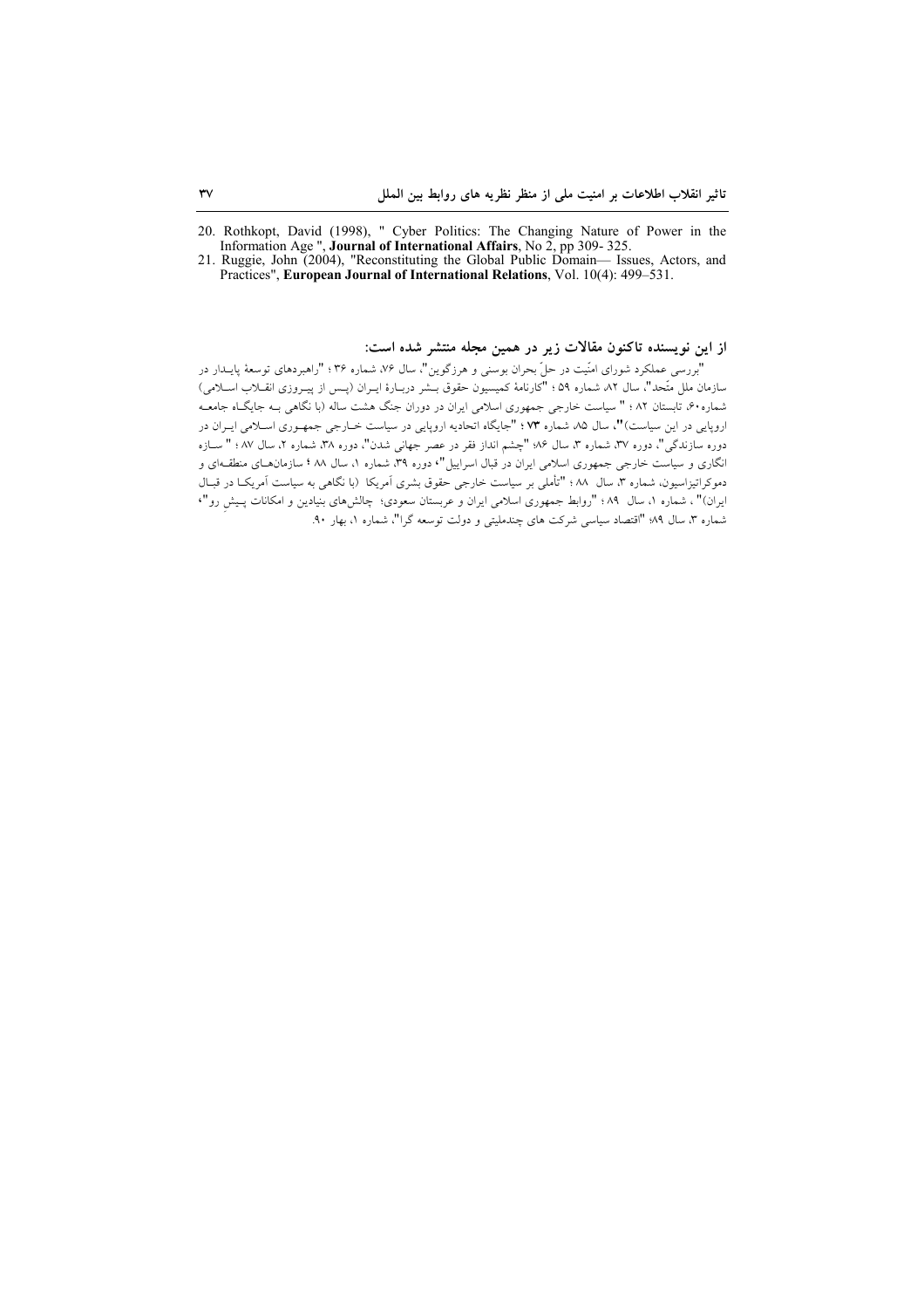20. Rothkopt, David (1998), " Cyber Politics: The Changing Nature of Power in the Information Age ", **Journal of International Affairs**, No 2, pp 309- 325.
21. Ruggie, John (2004), "Reconstituting the Global Public Domain— Issues, Actors, and Practices", **European Journal of International Relations**, Vol. 10(4): 499–531.

### از این نویسنده تاکنون مقالات زیر در همین مجله منتشر شده است:

"بررسی عملکرد شورای امنّیت در حلّ بحران بوسنی و هرزگوین"، سال ۷۶، شماره ۳۶ ؛ "راهبردهای توسعهٔ پایدار در سازمان ملل متّحد"، سال ۸۲، شماره ۵۹ ؛ "کارنامهٔ کمیسیون حقوق بشر دربارهٔ ایران (پس از پیروزی انقلاب اسلامی) شماره۶۰، تابستان ۸۲ ؛ " سیاست خارجی جمهوری اسلامی ایران در دوران جنگ هشت ساله (با نگاهی به جایگاه جامعه اروپایی در این سیاست)"، سال ۸۵، شماره **۷۳** ؛ "جایگاه اتحادیه اروپایی در سیاست خارجی جمهوری اسلامی ایران در دوره سازندگی"، دوره ۳۷، شماره ۳، سال ۸۶؛ "چشم انداز فقر در عصر جهانی شدن"، دوره ۳۸، شماره ۲، سال ۸۷ ؛ " سازه انگاری و سیاست خارجی جمهوری اسلامی ایران در قبال اسراییل"، دوره ۳۹، شماره ۱، سال ۸۸ ؛ سازمان‌های منطقه‌ای و دموکراتیزاسیون، شماره ۳، سال ۸۸ ؛ "تأملی بر سیاست خارجی حقوق بشری آمریکا (با نگاهی به سیاست آمریکا در قبال ایران)" ، شماره ۱، سال ۸۹ ؛ "روابط جمهوری اسلامی ایران و عربستان سعودی؛ چالش‌های بنیادین و امکانات پیش رو"، شماره ۳، سال ۸۹؛ "اقتصاد سیاسی شرکت های چندملیتی و دولت توسعه گرا"، شماره ۱، بهار ۹۰.